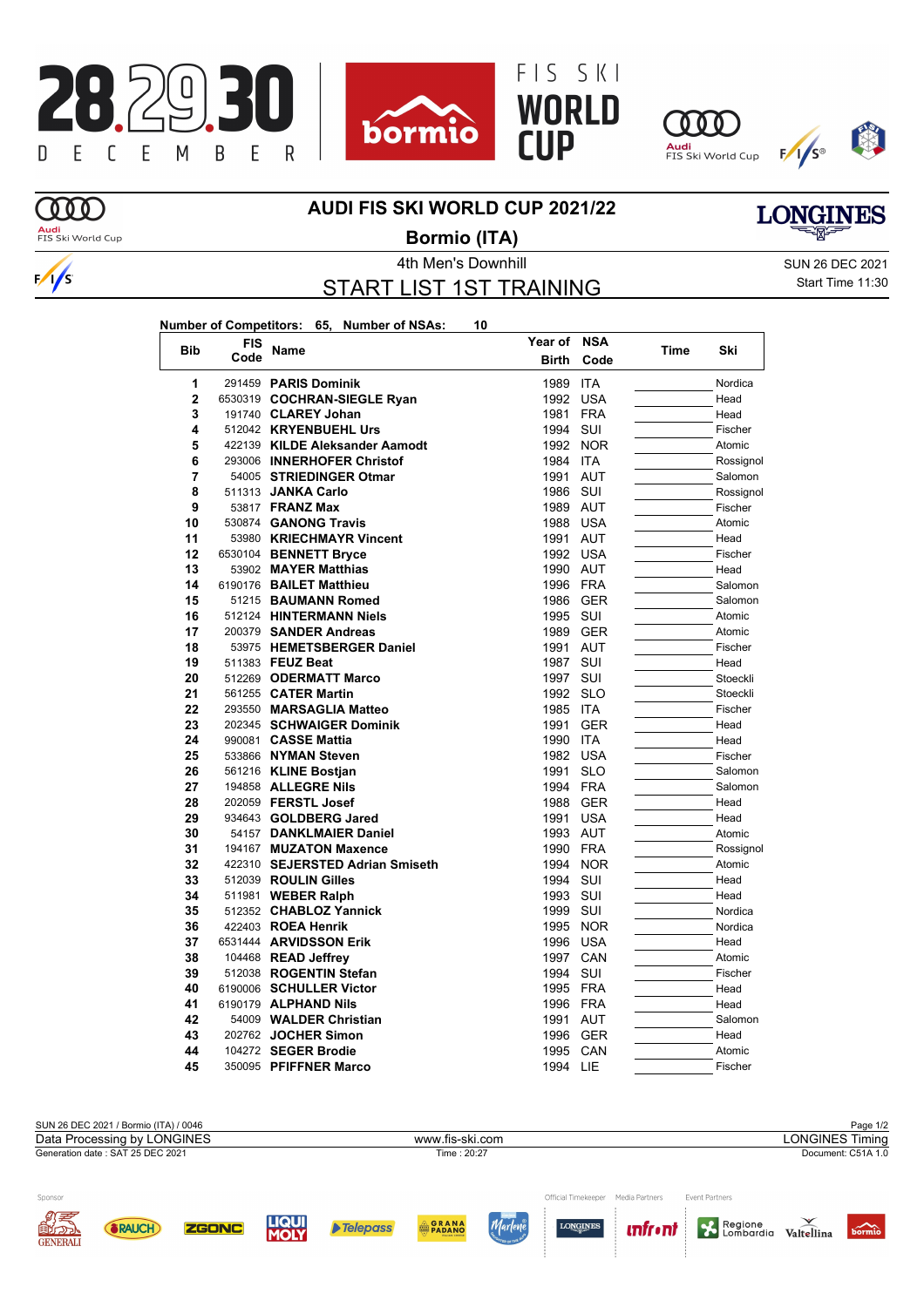# AUDI FIS SKI WORLD CUP 2021/22

## Bormio (ITA)

4th Men's Downhill

SUN 26 DEC 2021

Start Time 11:30

## START LIST 1ST TRAINING

**Number of Competitors: 65, Number of NSAs: 10**

| Bib | FIS Code | Name | Year of Birth | NSA Code | Time | Ski |
|---|---|---|---|---|---|---|
| 1 | 291459 | **PARIS Dominik** | 1989 | ITA | | Nordica |
| 2 | 6530319 | **COCHRAN-SIEGLE Ryan** | 1992 | USA | | Head |
| 3 | 191740 | **CLAREY Johan** | 1981 | FRA | | Head |
| 4 | 512042 | **KRYENBUEHL Urs** | 1994 | SUI | | Fischer |
| 5 | 422139 | **KILDE Aleksander Aamodt** | 1992 | NOR | | Atomic |
| 6 | 293006 | **INNERHOFER Christof** | 1984 | ITA | | Rossignol |
| 7 | 54005 | **STRIEDINGER Otmar** | 1991 | AUT | | Salomon |
| 8 | 511313 | **JANKA Carlo** | 1986 | SUI | | Rossignol |
| 9 | 53817 | **FRANZ Max** | 1989 | AUT | | Fischer |
| 10 | 530874 | **GANONG Travis** | 1988 | USA | | Atomic |
| 11 | 53980 | **KRIECHMAYR Vincent** | 1991 | AUT | | Head |
| 12 | 6530104 | **BENNETT Bryce** | 1992 | USA | | Fischer |
| 13 | 53902 | **MAYER Matthias** | 1990 | AUT | | Head |
| 14 | 6190176 | **BAILET Matthieu** | 1996 | FRA | | Salomon |
| 15 | 51215 | **BAUMANN Romed** | 1986 | GER | | Salomon |
| 16 | 512124 | **HINTERMANN Niels** | 1995 | SUI | | Atomic |
| 17 | 200379 | **SANDER Andreas** | 1989 | GER | | Atomic |
| 18 | 53975 | **HEMETSBERGER Daniel** | 1991 | AUT | | Fischer |
| 19 | 511383 | **FEUZ Beat** | 1987 | SUI | | Head |
| 20 | 512269 | **ODERMATT Marco** | 1997 | SUI | | Stoeckli |
| 21 | 561255 | **CATER Martin** | 1992 | SLO | | Stoeckli |
| 22 | 293550 | **MARSAGLIA Matteo** | 1985 | ITA | | Fischer |
| 23 | 202345 | **SCHWAIGER Dominik** | 1991 | GER | | Head |
| 24 | 990081 | **CASSE Mattia** | 1990 | ITA | | Head |
| 25 | 533866 | **NYMAN Steven** | 1982 | USA | | Fischer |
| 26 | 561216 | **KLINE Bostjan** | 1991 | SLO | | Salomon |
| 27 | 194858 | **ALLEGRE Nils** | 1994 | FRA | | Salomon |
| 28 | 202059 | **FERSTL Josef** | 1988 | GER | | Head |
| 29 | 934643 | **GOLDBERG Jared** | 1991 | USA | | Head |
| 30 | 54157 | **DANKLMAIER Daniel** | 1993 | AUT | | Atomic |
| 31 | 194167 | **MUZATON Maxence** | 1990 | FRA | | Rossignol |
| 32 | 422310 | **SEJERSTED Adrian Smiseth** | 1994 | NOR | | Atomic |
| 33 | 512039 | **ROULIN Gilles** | 1994 | SUI | | Head |
| 34 | 511981 | **WEBER Ralph** | 1993 | SUI | | Head |
| 35 | 512352 | **CHABLOZ Yannick** | 1999 | SUI | | Nordica |
| 36 | 422403 | **ROEA Henrik** | 1995 | NOR | | Nordica |
| 37 | 6531444 | **ARVIDSSON Erik** | 1996 | USA | | Head |
| 38 | 104468 | **READ Jeffrey** | 1997 | CAN | | Atomic |
| 39 | 512038 | **ROGENTIN Stefan** | 1994 | SUI | | Fischer |
| 40 | 6190006 | **SCHULLER Victor** | 1995 | FRA | | Head |
| 41 | 6190179 | **ALPHAND Nils** | 1996 | FRA | | Head |
| 42 | 54009 | **WALDER Christian** | 1991 | AUT | | Salomon |
| 43 | 202762 | **JOCHER Simon** | 1996 | GER | | Head |
| 44 | 104272 | **SEGER Brodie** | 1995 | CAN | | Atomic |
| 45 | 350095 | **PFIFFNER Marco** | 1994 | LIE | | Fischer |

SUN 26 DEC 2021 / Bormio (ITA) / 0046

Data Processing by LONGINES — www.fis-ski.com — LONGINES Timing

Generation date : SAT 25 DEC 2021 — Time : 20:27 — Document: C51A 1.0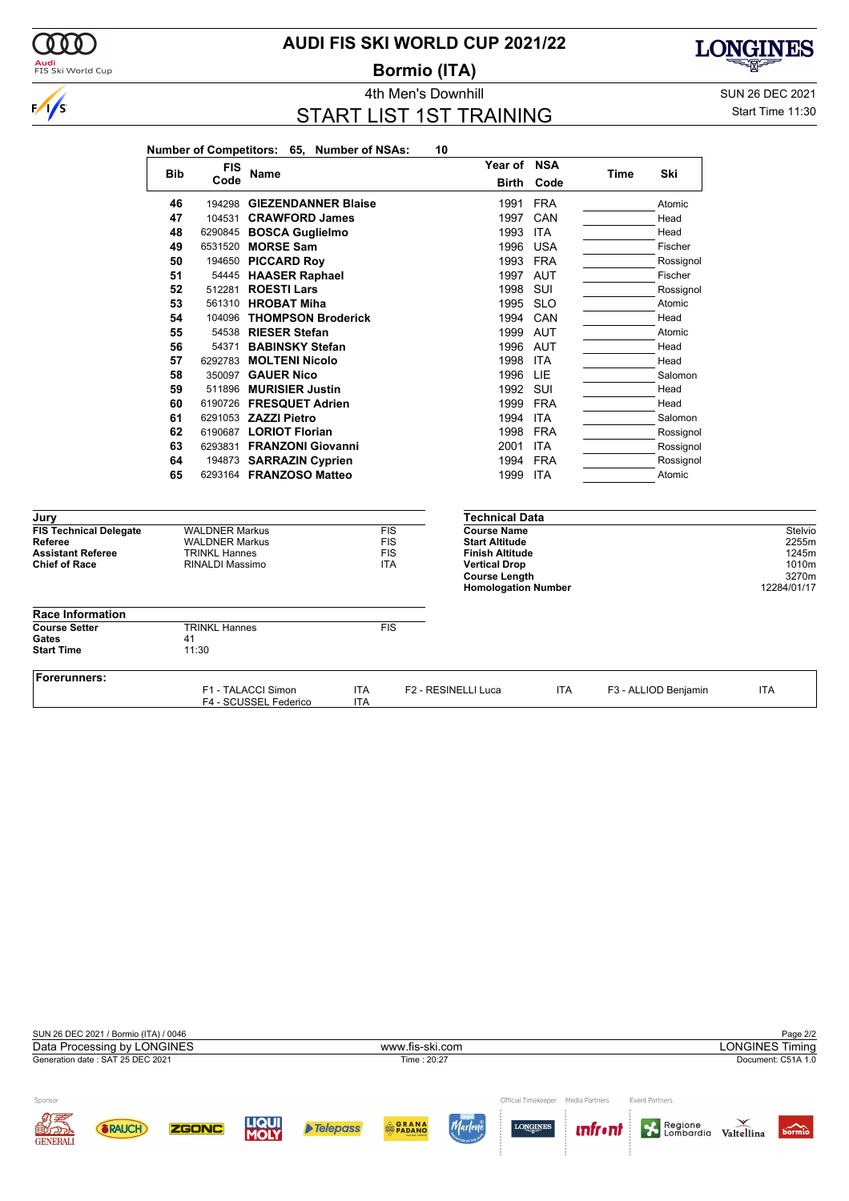# AUDI FIS SKI WORLD CUP 2021/22

## Bormio (ITA)

4th Men's Downhill

SUN 26 DEC 2021

## START LIST 1ST TRAINING

Start Time 11:30

**Number of Competitors: 65, Number of NSAs: 10**

| Bib | FIS Code | Name | Year of Birth | NSA Code | Time | Ski |
|---|---|---|---|---|---|---|
| 46 | 194298 | **GIEZENDANNER Blaise** | 1991 | FRA | | Atomic |
| 47 | 104531 | **CRAWFORD James** | 1997 | CAN | | Head |
| 48 | 6290845 | **BOSCA Guglielmo** | 1993 | ITA | | Head |
| 49 | 6531520 | **MORSE Sam** | 1996 | USA | | Fischer |
| 50 | 194650 | **PICCARD Roy** | 1993 | FRA | | Rossignol |
| 51 | 54445 | **HAASER Raphael** | 1997 | AUT | | Fischer |
| 52 | 512281 | **ROESTI Lars** | 1998 | SUI | | Rossignol |
| 53 | 561310 | **HROBAT Miha** | 1995 | SLO | | Atomic |
| 54 | 104096 | **THOMPSON Broderick** | 1994 | CAN | | Head |
| 55 | 54538 | **RIESER Stefan** | 1999 | AUT | | Atomic |
| 56 | 54371 | **BABINSKY Stefan** | 1996 | AUT | | Head |
| 57 | 6292783 | **MOLTENI Nicolo** | 1998 | ITA | | Head |
| 58 | 350097 | **GAUER Nico** | 1996 | LIE | | Salomon |
| 59 | 511896 | **MURISIER Justin** | 1992 | SUI | | Head |
| 60 | 6190726 | **FRESQUET Adrien** | 1999 | FRA | | Head |
| 61 | 6291053 | **ZAZZI Pietro** | 1994 | ITA | | Salomon |
| 62 | 6190687 | **LORIOT Florian** | 1998 | FRA | | Rossignol |
| 63 | 6293831 | **FRANZONI Giovanni** | 2001 | ITA | | Rossignol |
| 64 | 194873 | **SARRAZIN Cyprien** | 1994 | FRA | | Rossignol |
| 65 | 6293164 | **FRANZOSO Matteo** | 1999 | ITA | | Atomic |

### Jury

| | | |
|---|---|---|
| **FIS Technical Delegate** | WALDNER Markus | FIS |
| **Referee** | WALDNER Markus | FIS |
| **Assistant Referee** | TRINKL Hannes | FIS |
| **Chief of Race** | RINALDI Massimo | ITA |

### Technical Data

| | |
|---|---|
| **Course Name** | Stelvio |
| **Start Altitude** | 2255m |
| **Finish Altitude** | 1245m |
| **Vertical Drop** | 1010m |
| **Course Length** | 3270m |
| **Homologation Number** | 12284/01/17 |

### Race Information

| | | |
|---|---|---|
| **Course Setter** | TRINKL Hannes | FIS |
| **Gates** | 41 | |
| **Start Time** | 11:30 | |

### Forerunners:

| | | | | | |
|---|---|---|---|---|---|
| F1 - TALACCI Simon | ITA | F2 - RESINELLI Luca | ITA | F3 - ALLIOD Benjamin | ITA |
| F4 - SCUSSEL Federico | ITA | | | | |

SUN 26 DEC 2021 / Bormio (ITA) / 0046

Data Processing by LONGINES — www.fis-ski.com — LONGINES Timing

Generation date : SAT 25 DEC 2021 — Time : 20:27 — Document: C51A 1.0